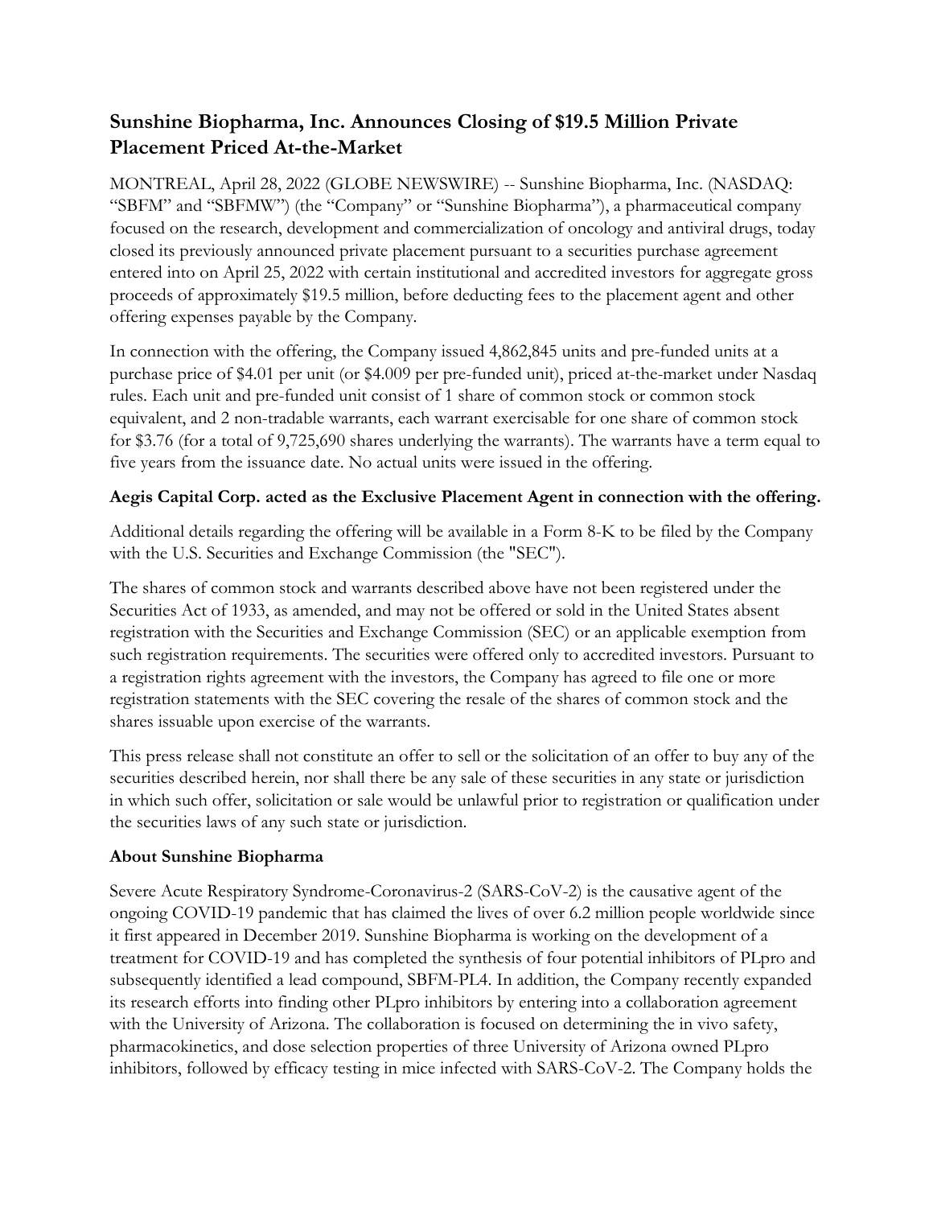# Sunshine Biopharma, Inc. Announces Closing of $19.5 Million Private Placement Priced At-the-Market

MONTREAL, April 28, 2022 (GLOBE NEWSWIRE) -- Sunshine Biopharma, Inc. (NASDAQ: "SBFM" and "SBFMW") (the "Company" or "Sunshine Biopharma"), a pharmaceutical company focused on the research, development and commercialization of oncology and antiviral drugs, today closed its previously announced private placement pursuant to a securities purchase agreement entered into on April 25, 2022 with certain institutional and accredited investors for aggregate gross proceeds of approximately $19.5 million, before deducting fees to the placement agent and other offering expenses payable by the Company.

In connection with the offering, the Company issued 4,862,845 units and pre-funded units at a purchase price of $4.01 per unit (or $4.009 per pre-funded unit), priced at-the-market under Nasdaq rules. Each unit and pre-funded unit consist of 1 share of common stock or common stock equivalent, and 2 non-tradable warrants, each warrant exercisable for one share of common stock for $3.76 (for a total of 9,725,690 shares underlying the warrants). The warrants have a term equal to five years from the issuance date. No actual units were issued in the offering.

**Aegis Capital Corp. acted as the Exclusive Placement Agent in connection with the offering.**

Additional details regarding the offering will be available in a Form 8-K to be filed by the Company with the U.S. Securities and Exchange Commission (the "SEC").

The shares of common stock and warrants described above have not been registered under the Securities Act of 1933, as amended, and may not be offered or sold in the United States absent registration with the Securities and Exchange Commission (SEC) or an applicable exemption from such registration requirements. The securities were offered only to accredited investors. Pursuant to a registration rights agreement with the investors, the Company has agreed to file one or more registration statements with the SEC covering the resale of the shares of common stock and the shares issuable upon exercise of the warrants.

This press release shall not constitute an offer to sell or the solicitation of an offer to buy any of the securities described herein, nor shall there be any sale of these securities in any state or jurisdiction in which such offer, solicitation or sale would be unlawful prior to registration or qualification under the securities laws of any such state or jurisdiction.

## About Sunshine Biopharma

Severe Acute Respiratory Syndrome-Coronavirus-2 (SARS-CoV-2) is the causative agent of the ongoing COVID-19 pandemic that has claimed the lives of over 6.2 million people worldwide since it first appeared in December 2019. Sunshine Biopharma is working on the development of a treatment for COVID-19 and has completed the synthesis of four potential inhibitors of PLpro and subsequently identified a lead compound, SBFM-PL4. In addition, the Company recently expanded its research efforts into finding other PLpro inhibitors by entering into a collaboration agreement with the University of Arizona. The collaboration is focused on determining the in vivo safety, pharmacokinetics, and dose selection properties of three University of Arizona owned PLpro inhibitors, followed by efficacy testing in mice infected with SARS-CoV-2. The Company holds the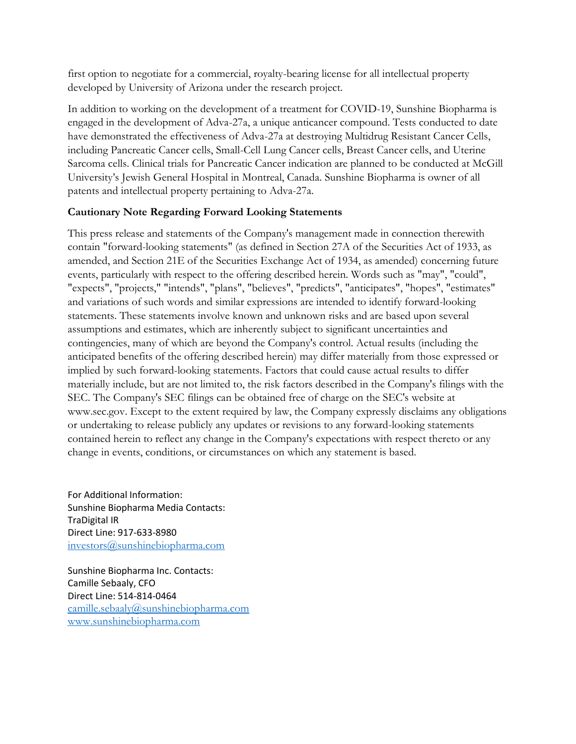first option to negotiate for a commercial, royalty-bearing license for all intellectual property developed by University of Arizona under the research project.

In addition to working on the development of a treatment for COVID-19, Sunshine Biopharma is engaged in the development of Adva-27a, a unique anticancer compound. Tests conducted to date have demonstrated the effectiveness of Adva-27a at destroying Multidrug Resistant Cancer Cells, including Pancreatic Cancer cells, Small-Cell Lung Cancer cells, Breast Cancer cells, and Uterine Sarcoma cells. Clinical trials for Pancreatic Cancer indication are planned to be conducted at McGill University's Jewish General Hospital in Montreal, Canada. Sunshine Biopharma is owner of all patents and intellectual property pertaining to Adva-27a.

**Cautionary Note Regarding Forward Looking Statements**

This press release and statements of the Company's management made in connection therewith contain "forward-looking statements" (as defined in Section 27A of the Securities Act of 1933, as amended, and Section 21E of the Securities Exchange Act of 1934, as amended) concerning future events, particularly with respect to the offering described herein. Words such as "may", "could", "expects", "projects," "intends", "plans", "believes", "predicts", "anticipates", "hopes", "estimates" and variations of such words and similar expressions are intended to identify forward-looking statements. These statements involve known and unknown risks and are based upon several assumptions and estimates, which are inherently subject to significant uncertainties and contingencies, many of which are beyond the Company's control. Actual results (including the anticipated benefits of the offering described herein) may differ materially from those expressed or implied by such forward-looking statements. Factors that could cause actual results to differ materially include, but are not limited to, the risk factors described in the Company's filings with the SEC. The Company's SEC filings can be obtained free of charge on the SEC's website at www.sec.gov. Except to the extent required by law, the Company expressly disclaims any obligations or undertaking to release publicly any updates or revisions to any forward-looking statements contained herein to reflect any change in the Company's expectations with respect thereto or any change in events, conditions, or circumstances on which any statement is based.

For Additional Information:
Sunshine Biopharma Media Contacts:
TraDigital IR
Direct Line: 917-633-8980
investors@sunshinebiopharma.com

Sunshine Biopharma Inc. Contacts:
Camille Sebaaly, CFO
Direct Line: 514-814-0464
camille.sebaaly@sunshinebiopharma.com
www.sunshinebiopharma.com